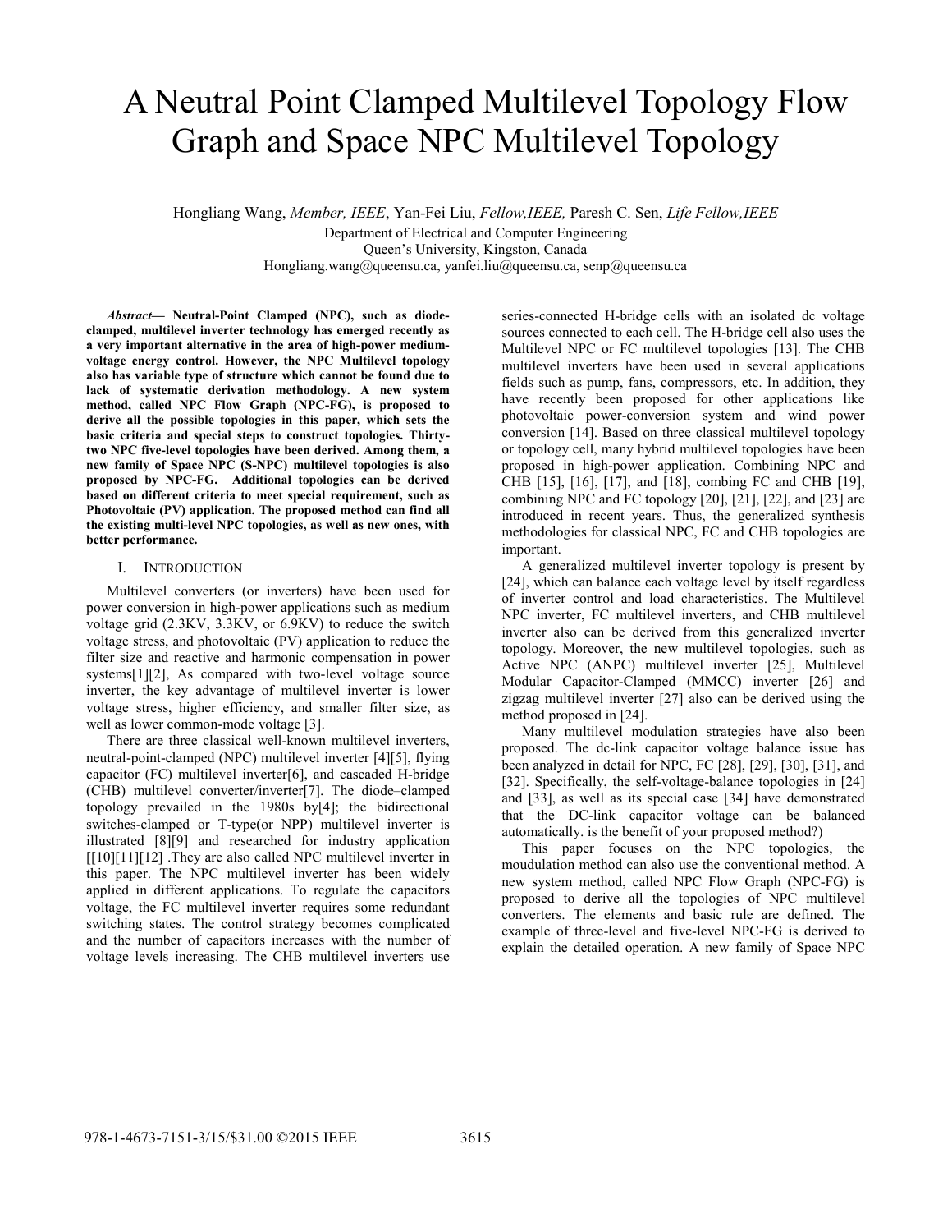# A Neutral Point Clamped Multilevel Topology Flow Graph and Space NPC Multilevel Topology

Hongliang Wang, *Member, IEEE*, Yan-Fei Liu, *Fellow,IEEE,* Paresh C. Sen, *Life Fellow,IEEE*

Department of Electrical and Computer Engineering
Queen's University, Kingston, Canada
Hongliang.wang@queensu.ca, yanfei.liu@queensu.ca, senp@queensu.ca

***Abstract*— Neutral-Point Clamped (NPC), such as diode-clamped, multilevel inverter technology has emerged recently as a very important alternative in the area of high-power medium-voltage energy control. However, the NPC Multilevel topology also has variable type of structure which cannot be found due to lack of systematic derivation methodology. A new system method, called NPC Flow Graph (NPC-FG), is proposed to derive all the possible topologies in this paper, which sets the basic criteria and special steps to construct topologies. Thirty-two NPC five-level topologies have been derived. Among them, a new family of Space NPC (S-NPC) multilevel topologies is also proposed by NPC-FG. Additional topologies can be derived based on different criteria to meet special requirement, such as Photovoltaic (PV) application. The proposed method can find all the existing multi-level NPC topologies, as well as new ones, with better performance.**

## I. INTRODUCTION

Multilevel converters (or inverters) have been used for power conversion in high-power applications such as medium voltage grid (2.3KV, 3.3KV, or 6.9KV) to reduce the switch voltage stress, and photovoltaic (PV) application to reduce the filter size and reactive and harmonic compensation in power systems[1][2], As compared with two-level voltage source inverter, the key advantage of multilevel inverter is lower voltage stress, higher efficiency, and smaller filter size, as well as lower common-mode voltage [3].

There are three classical well-known multilevel inverters, neutral-point-clamped (NPC) multilevel inverter [4][5], flying capacitor (FC) multilevel inverter[6], and cascaded H-bridge (CHB) multilevel converter/inverter[7]. The diode–clamped topology prevailed in the 1980s by[4]; the bidirectional switches-clamped or T-type(or NPP) multilevel inverter is illustrated [8][9] and researched for industry application [[10][11][12] .They are also called NPC multilevel inverter in this paper. The NPC multilevel inverter has been widely applied in different applications. To regulate the capacitors voltage, the FC multilevel inverter requires some redundant switching states. The control strategy becomes complicated and the number of capacitors increases with the number of voltage levels increasing. The CHB multilevel inverters use series-connected H-bridge cells with an isolated dc voltage sources connected to each cell. The H-bridge cell also uses the Multilevel NPC or FC multilevel topologies [13]. The CHB multilevel inverters have been used in several applications fields such as pump, fans, compressors, etc. In addition, they have recently been proposed for other applications like photovoltaic power-conversion system and wind power conversion [14]. Based on three classical multilevel topology or topology cell, many hybrid multilevel topologies have been proposed in high-power application. Combining NPC and CHB [15], [16], [17], and [18], combing FC and CHB [19], combining NPC and FC topology [20], [21], [22], and [23] are introduced in recent years. Thus, the generalized synthesis methodologies for classical NPC, FC and CHB topologies are important.

A generalized multilevel inverter topology is present by [24], which can balance each voltage level by itself regardless of inverter control and load characteristics. The Multilevel NPC inverter, FC multilevel inverters, and CHB multilevel inverter also can be derived from this generalized inverter topology. Moreover, the new multilevel topologies, such as Active NPC (ANPC) multilevel inverter [25], Multilevel Modular Capacitor-Clamped (MMCC) inverter [26] and zigzag multilevel inverter [27] also can be derived using the method proposed in [24].

Many multilevel modulation strategies have also been proposed. The dc-link capacitor voltage balance issue has been analyzed in detail for NPC, FC [28], [29], [30], [31], and [32]. Specifically, the self-voltage-balance topologies in [24] and [33], as well as its special case [34] have demonstrated that the DC-link capacitor voltage can be balanced automatically. is the benefit of your proposed method?)

This paper focuses on the NPC topologies, the moudulation method can also use the conventional method. A new system method, called NPC Flow Graph (NPC-FG) is proposed to derive all the topologies of NPC multilevel converters. The elements and basic rule are defined. The example of three-level and five-level NPC-FG is derived to explain the detailed operation. A new family of Space NPC

978-1-4673-7151-3/15/$31.00 ©2015 IEEE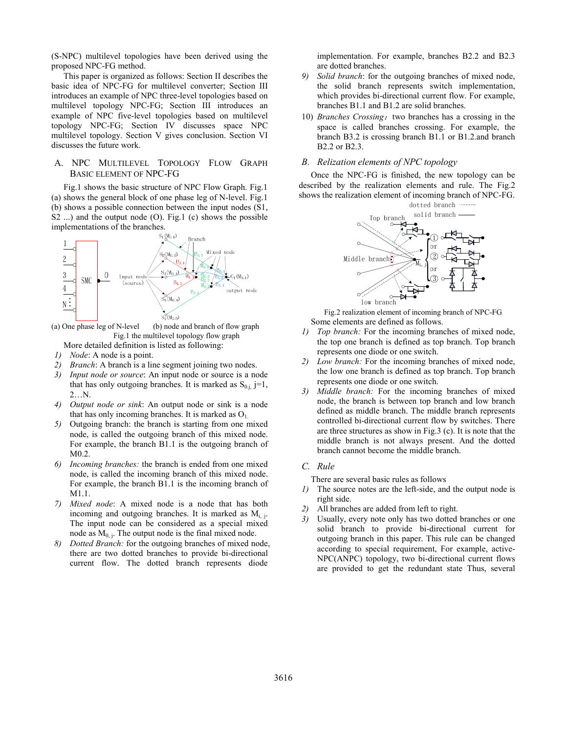(S-NPC) multilevel topologies have been derived using the proposed NPC-FG method.

This paper is organized as follows: Section II describes the basic idea of NPC-FG for multilevel converter; Section III introduces an example of NPC three-level topologies based on multilevel topology NPC-FG; Section III introduces an example of NPC five-level topologies based on multilevel topology NPC-FG; Section IV discusses space NPC multilevel topology. Section V gives conclusion. Section VI discusses the future work.

## A. NPC Multilevel Topology Flow Graph Basic element of NPC-FG

Fig.1 shows the basic structure of NPC Flow Graph. Fig.1 (a) shows the general block of one phase leg of N-level. Fig.1 (b) shows a possible connection between the input nodes (S1, S2 ...) and the output node (O). Fig.1 (c) shows the possible implementations of the branches.

(a) One phase leg of N-level (b) node and branch of flow graph

Fig.1 the multilevel topology flow graph

More detailed definition is listed as following:

1) *Node*: A node is a point.
2) *Branch*: A branch is a line segment joining two nodes.
3) *Input node or source*: An input node or source is a node that has only outgoing branches. It is marked as $S_{0,j}$, j=1, 2…N.
4) *Output node or sink*: An output node or sink is a node that has only incoming branches. It is marked as $O_1$.
5) Outgoing branch: the branch is starting from one mixed node, is called the outgoing branch of this mixed node. For example, the branch B1.1 is the outgoing branch of M0.2.
6) *Incoming branches:* the branch is ended from one mixed node, is called the incoming branch of this mixed node. For example, the branch B1.1 is the incoming branch of M1.1.
7) *Mixed node*: A mixed node is a node that has both incoming and outgoing branches. It is marked as $M_{i,j}$. The input node can be considered as a special mixed node as $M_{0,j}$. The output node is the final mixed node.
8) *Dotted Branch:* for the outgoing branches of mixed node, there are two dotted branches to provide bi-directional current flow. The dotted branch represents diode implementation. For example, branches B2.2 and B2.3 are dotted branches.
9) *Solid branch*: for the outgoing branches of mixed node, the solid branch represents switch implementation, which provides bi-directional current flow. For example, branches B1.1 and B1.2 are solid branches.
10) *Branches Crossing*：two branches has a crossing in the space is called branches crossing. For example, the branch B3.2 is crossing branch B1.1 or B1.2.and branch B2.2 or B2.3.

## B. Relization elements of NPC topology

Once the NPC-FG is finished, the new topology can be described by the realization elements and rule. The Fig.2 shows the realization element of incoming branch of NPC-FG.

Fig.2 realization element of incoming branch of NPC-FG

Some elements are defined as follows.

1) *Top branch:* For the incoming branches of mixed node, the top one branch is defined as top branch. Top branch represents one diode or one switch.
2) *Low branch:* For the incoming branches of mixed node, the low one branch is defined as top branch. Top branch represents one diode or one switch.
3) *Middle branch:* For the incoming branches of mixed node, the branch is between top branch and low branch defined as middle branch. The middle branch represents controlled bi-directional current flow by switches. There are three structures as show in Fig.3 (c). It is note that the middle branch is not always present. And the dotted branch cannot become the middle branch.

## C. Rule

There are several basic rules as follows

1) The source notes are the left-side, and the output node is right side.
2) All branches are added from left to right.
3) Usually, every note only has two dotted branches or one solid branch to provide bi-directional current for outgoing branch in this paper. This rule can be changed according to special requirement, For example, active-NPC(ANPC) topology, two bi-directional current flows are provided to get the redundant state Thus, several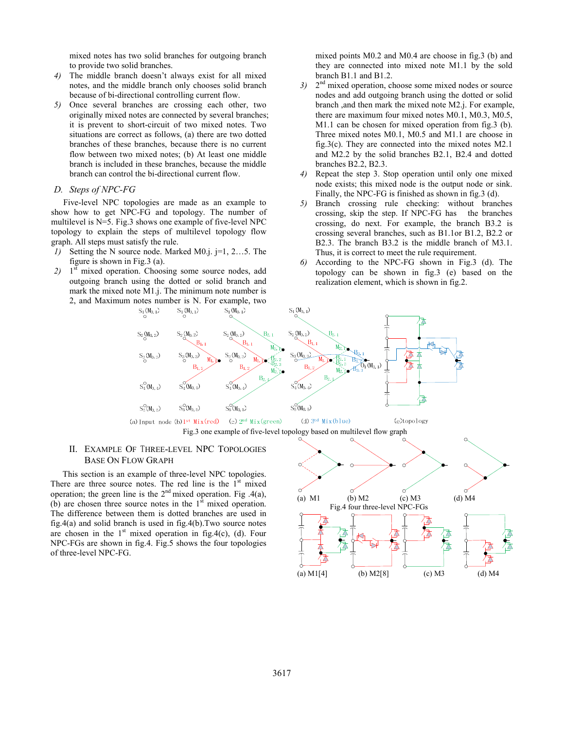mixed notes has two solid branches for outgoing branch to provide two solid branches.

4) The middle branch doesn't always exist for all mixed notes, and the middle branch only chooses solid branch because of bi-directional controlling current flow.
5) Once several branches are crossing each other, two originally mixed notes are connected by several branches; it is prevent to short-circuit of two mixed notes. Two situations are correct as follows, (a) there are two dotted branches of these branches, because there is no current flow between two mixed notes; (b) At least one middle branch is included in these branches, because the middle branch can control the bi-directional current flow.

### D. Steps of NPC-FG

Five-level NPC topologies are made as an example to show how to get NPC-FG and topology. The number of multilevel is N=5. Fig.3 shows one example of five-level NPC topology to explain the steps of multilevel topology flow graph. All steps must satisfy the rule.

1) Setting the N source node. Marked M0.j. j=1, 2…5. The figure is shown in Fig.3 (a).
2) 1st mixed operation. Choosing some source nodes, add outgoing branch using the dotted or solid branch and mark the mixed note M1.j. The minimum note number is 2, and Maximum notes number is N. For example, two mixed points M0.2 and M0.4 are choose in fig.3 (b) and they are connected into mixed note M1.1 by the sold branch B1.1 and B1.2.
3) 2nd mixed operation, choose some mixed nodes or source nodes and add outgoing branch using the dotted or solid branch ,and then mark the mixed note M2.j. For example, there are maximum four mixed notes M0.1, M0.3, M0.5, M1.1 can be chosen for mixed operation from fig.3 (b). Three mixed notes M0.1, M0.5 and M1.1 are choose in fig.3(c). They are connected into the mixed notes M2.1 and M2.2 by the solid branches B2.1, B2.4 and dotted branches B2.2, B2.3.
4) Repeat the step 3. Stop operation until only one mixed node exists; this mixed node is the output node or sink. Finally, the NPC-FG is finished as shown in fig.3 (d).
5) Branch crossing rule checking: without branches crossing, skip the step. If NPC-FG has the branches crossing, do next. For example, the branch B3.2 is crossing several branches, such as B1.1or B1.2, B2.2 or B2.3. The branch B3.2 is the middle branch of M3.1. Thus, it is correct to meet the rule requirement.
6) According to the NPC-FG shown in Fig.3 (d). The topology can be shown in fig.3 (e) based on the realization element, which is shown in fig.2.

(a) Input node (b) 1st Mix(red) (c) 2nd Mix(green) (d) 3rd Mix(blue) (e) topology

Fig.3 one example of five-level topology based on multilevel flow graph

## II. Example Of Three-Level NPC Topologies Base On Flow Graph

This section is an example of three-level NPC topologies. There are three source notes. The red line is the 1st mixed operation; the green line is the 2nd mixed operation. Fig .4(a), (b) are chosen three source notes in the 1st mixed operation. The difference between them is dotted branches are used in fig.4(a) and solid branch is used in fig.4(b).Two source notes are chosen in the 1st mixed operation in fig.4(c), (d). Four NPC-FGs are shown in fig.4. Fig.5 shows the four topologies of three-level NPC-FG.

(a) M1 (b) M2 (c) M3 (d) M4

Fig.4 four three-level NPC-FGs

(a) M1[4] (b) M2[8] (c) M3 (d) M4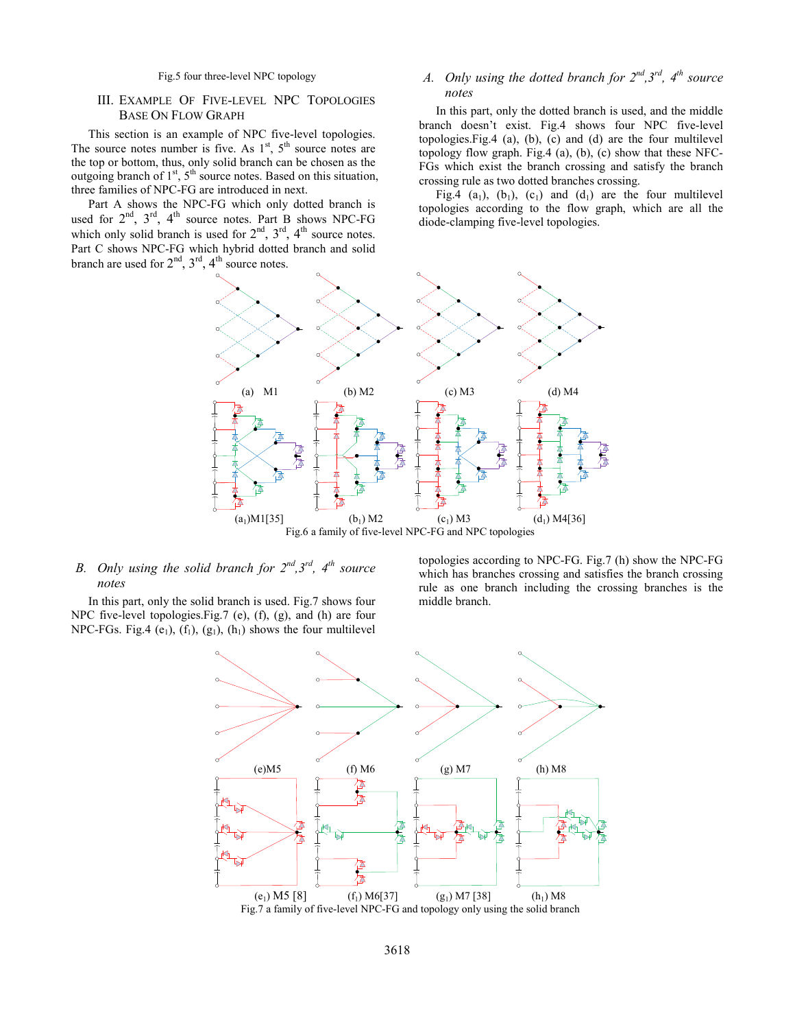Fig.5 four three-level NPC topology

## III. Example Of Five-level NPC Topologies Base On Flow Graph

This section is an example of NPC five-level topologies. The source notes number is five. As 1st, 5th source notes are the top or bottom, thus, only solid branch can be chosen as the outgoing branch of 1st, 5th source notes. Based on this situation, three families of NPC-FG are introduced in next.

Part A shows the NPC-FG which only dotted branch is used for 2nd, 3rd, 4th source notes. Part B shows NPC-FG which only solid branch is used for 2nd, 3rd, 4th source notes. Part C shows NPC-FG which hybrid dotted branch and solid branch are used for 2nd, 3rd, 4th source notes.

### *A. Only using the dotted branch for 2nd,3rd, 4th source notes*

In this part, only the dotted branch is used, and the middle branch doesn't exist. Fig.4 shows four NPC five-level topologies.Fig.4 (a), (b), (c) and (d) are the four multilevel topology flow graph. Fig.4 (a), (b), (c) show that these NFC-FGs which exist the branch crossing and satisfy the branch crossing rule as two dotted branches crossing.

Fig.4 ($a_1$), ($b_1$), ($c_1$) and ($d_1$) are the four multilevel topologies according to the flow graph, which are all the diode-clamping five-level topologies.

(a) M1 (b) M2 (c) M3 (d) M4

($a_1$)M1[35] ($b_1$) M2 ($c_1$) M3 ($d_1$) M4[36]

Fig.6 a family of five-level NPC-FG and NPC topologies

### *B. Only using the solid branch for 2nd,3rd, 4th source notes*

In this part, only the solid branch is used. Fig.7 shows four NPC five-level topologies.Fig.7 (e), (f), (g), and (h) are four NPC-FGs. Fig.4 ($e_1$), ($f_1$), ($g_1$), ($h_1$) shows the four multilevel topologies according to NPC-FG. Fig.7 (h) show the NPC-FG which has branches crossing and satisfies the branch crossing rule as one branch including the crossing branches is the middle branch.

(e)M5 (f) M6 (g) M7 (h) M8

($e_1$) M5 [8] ($f_1$) M6[37] ($g_1$) M7 [38] ($h_1$) M8

Fig.7 a family of five-level NPC-FG and topology only using the solid branch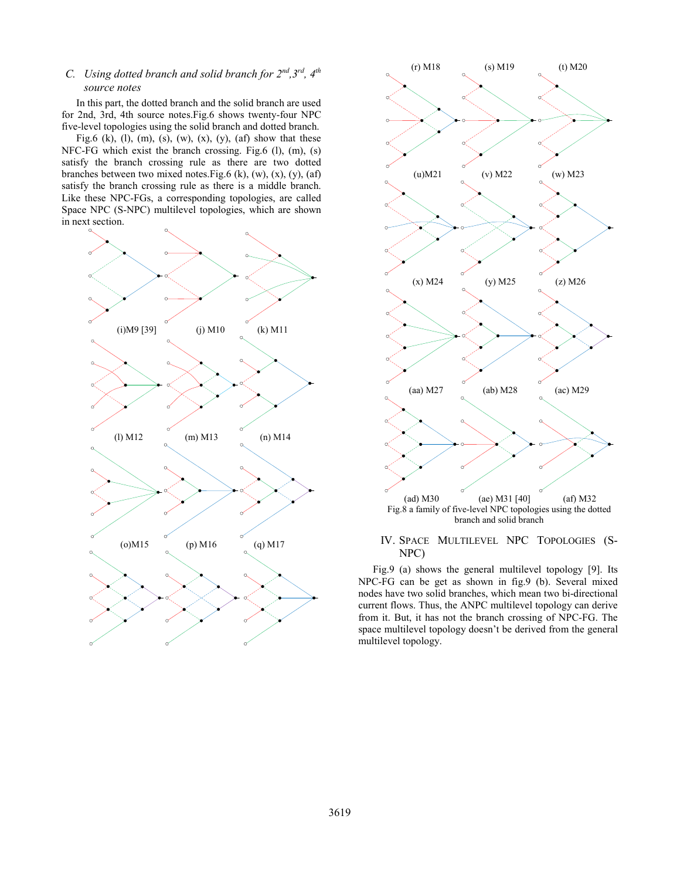### C. *Using dotted branch and solid branch for 2nd, 3rd, 4th source notes*

In this part, the dotted branch and the solid branch are used for 2nd, 3rd, 4th source notes.Fig.6 shows twenty-four NPC five-level topologies using the solid branch and dotted branch.

Fig.6 (k), (l), (m), (s), (w), (x), (y), (af) show that these NFC-FG which exist the branch crossing. Fig.6 (l), (m), (s) satisfy the branch crossing rule as there are two dotted branches between two mixed notes.Fig.6 (k), (w), (x), (y), (af) satisfy the branch crossing rule as there is a middle branch. Like these NPC-FGs, a corresponding topologies, are called Space NPC (S-NPC) multilevel topologies, which are shown in next section.

(i)M9 [39] (j) M10 (k) M11

(l) M12 (m) M13 (n) M14

(o)M15 (p) M16 (q) M17

(r) M18 (s) M19 (t) M20

(u)M21 (v) M22 (w) M23

(x) M24 (y) M25 (z) M26

(aa) M27 (ab) M28 (ac) M29

(ad) M30 (ae) M31 [40] (af) M32

Fig.8 a family of five-level NPC topologies using the dotted branch and solid branch

## IV. Space Multilevel NPC Topologies (S-NPC)

Fig.9 (a) shows the general multilevel topology [9]. Its NPC-FG can be get as shown in fig.9 (b). Several mixed nodes have two solid branches, which mean two bi-directional current flows. Thus, the ANPC multilevel topology can derive from it. But, it has not the branch crossing of NPC-FG. The space multilevel topology doesn't be derived from the general multilevel topology.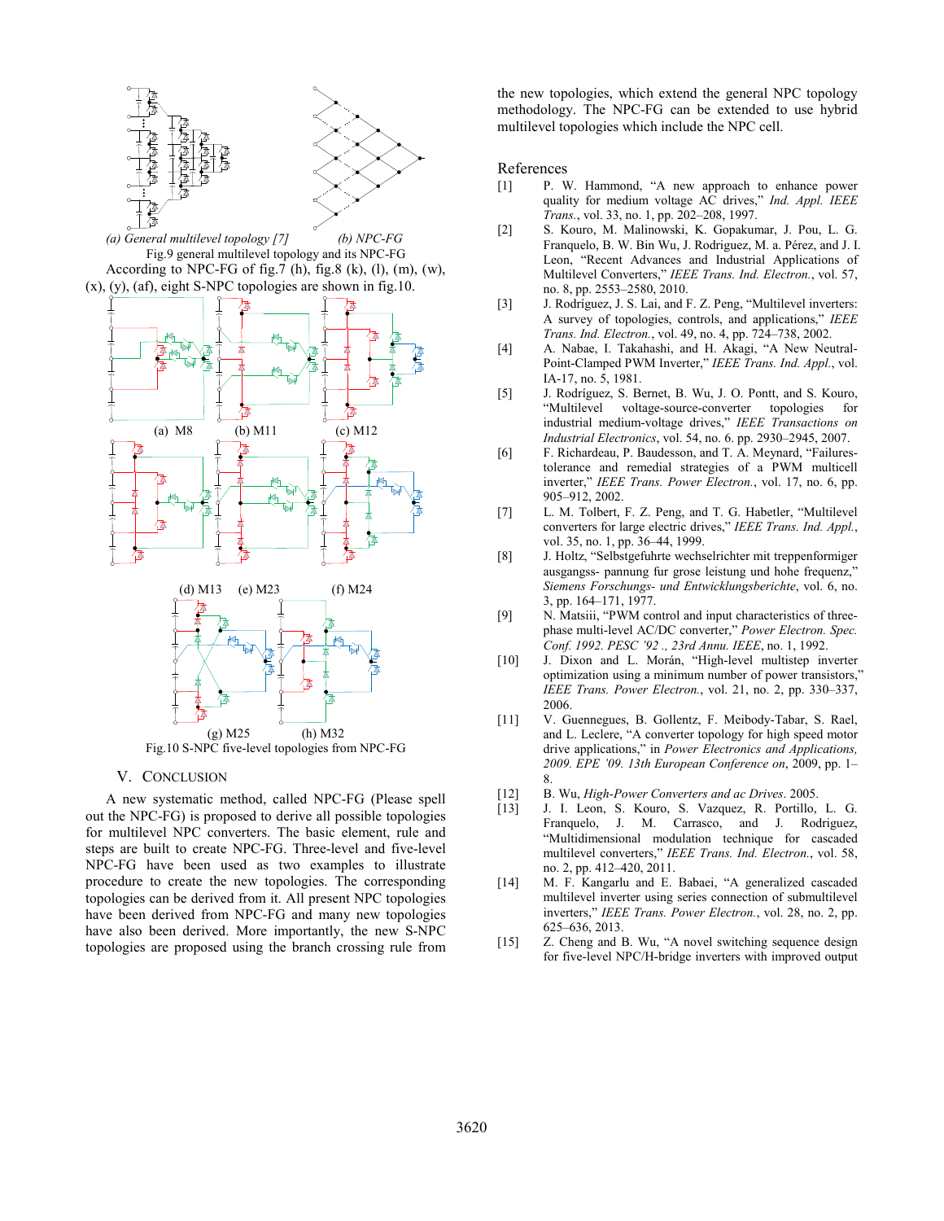(a) General multilevel topology [7] (b) NPC-FG

Fig.9 general multilevel topology and its NPC-FG

According to NPC-FG of fig.7 (h), fig.8 (k), (l), (m), (w), (x), (y), (af), eight S-NPC topologies are shown in fig.10.

(a) M8 (b) M11 (c) M12

(d) M13 (e) M23 (f) M24

(g) M25 (h) M32

Fig.10 S-NPC five-level topologies from NPC-FG

## V. Conclusion

A new systematic method, called NPC-FG (Please spell out the NPC-FG) is proposed to derive all possible topologies for multilevel NPC converters. The basic element, rule and steps are built to create NPC-FG. Three-level and five-level NPC-FG have been used as two examples to illustrate procedure to create the new topologies. The corresponding topologies can be derived from it. All present NPC topologies have been derived from NPC-FG and many new topologies have also been derived. More importantly, the new S-NPC topologies are proposed using the branch crossing rule from the new topologies, which extend the general NPC topology methodology. The NPC-FG can be extended to use hybrid multilevel topologies which include the NPC cell.

## References

[1] P. W. Hammond, "A new approach to enhance power quality for medium voltage AC drives," *Ind. Appl. IEEE Trans.*, vol. 33, no. 1, pp. 202–208, 1997.

[2] S. Kouro, M. Malinowski, K. Gopakumar, J. Pou, L. G. Franquelo, B. W. Bin Wu, J. Rodriguez, M. a. Pérez, and J. I. Leon, "Recent Advances and Industrial Applications of Multilevel Converters," *IEEE Trans. Ind. Electron.*, vol. 57, no. 8, pp. 2553–2580, 2010.

[3] J. Rodríguez, J. S. Lai, and F. Z. Peng, "Multilevel inverters: A survey of topologies, controls, and applications," *IEEE Trans. Ind. Electron.*, vol. 49, no. 4, pp. 724–738, 2002.

[4] A. Nabae, I. Takahashi, and H. Akagi, "A New Neutral-Point-Clamped PWM Inverter," *IEEE Trans. Ind. Appl.*, vol. IA-17, no. 5, 1981.

[5] J. Rodríguez, S. Bernet, B. Wu, J. O. Pontt, and S. Kouro, "Multilevel voltage-source-converter topologies for industrial medium-voltage drives," *IEEE Transactions on Industrial Electronics*, vol. 54, no. 6. pp. 2930–2945, 2007.

[6] F. Richardeau, P. Baudesson, and T. A. Meynard, "Failures-tolerance and remedial strategies of a PWM multicell inverter," *IEEE Trans. Power Electron.*, vol. 17, no. 6, pp. 905–912, 2002.

[7] L. M. Tolbert, F. Z. Peng, and T. G. Habetler, "Multilevel converters for large electric drives," *IEEE Trans. Ind. Appl.*, vol. 35, no. 1, pp. 36–44, 1999.

[8] J. Holtz, "Selbstgefuhrte wechselrichter mit treppenformiger ausgangss- pannung fur grose leistung und hohe frequenz," *Siemens Forschungs- und Entwicklungsberichte*, vol. 6, no. 3, pp. 164–171, 1977.

[9] N. Matsiii, "PWM control and input characteristics of three-phase multi-level AC/DC converter," *Power Electron. Spec. Conf. 1992. PESC '92 ., 23rd Annu. IEEE*, no. 1, 1992.

[10] J. Dixon and L. Morán, "High-level multistep inverter optimization using a minimum number of power transistors," *IEEE Trans. Power Electron.*, vol. 21, no. 2, pp. 330–337, 2006.

[11] V. Guennegues, B. Gollentz, F. Meibody-Tabar, S. Rael, and L. Leclere, "A converter topology for high speed motor drive applications," in *Power Electronics and Applications, 2009. EPE '09. 13th European Conference on*, 2009, pp. 1–8.

[12] B. Wu, *High-Power Converters and ac Drives*. 2005.

[13] J. I. Leon, S. Kouro, S. Vazquez, R. Portillo, L. G. Franquelo, J. M. Carrasco, and J. Rodriguez, "Multidimensional modulation technique for cascaded multilevel converters," *IEEE Trans. Ind. Electron.*, vol. 58, no. 2, pp. 412–420, 2011.

[14] M. F. Kangarlu and E. Babaei, "A generalized cascaded multilevel inverter using series connection of submultilevel inverters," *IEEE Trans. Power Electron.*, vol. 28, no. 2, pp. 625–636, 2013.

[15] Z. Cheng and B. Wu, "A novel switching sequence design for five-level NPC/H-bridge inverters with improved output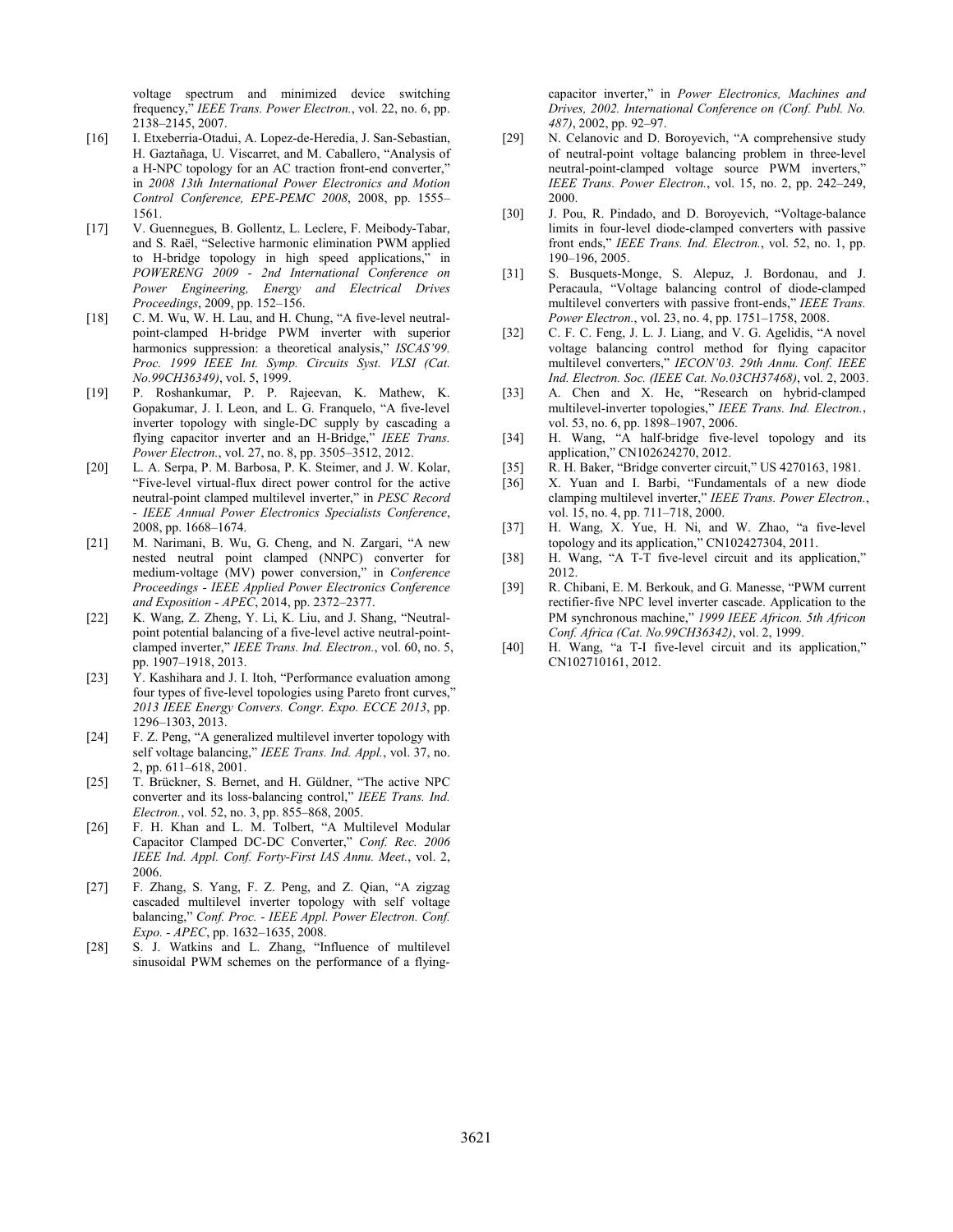voltage spectrum and minimized device switching frequency," *IEEE Trans. Power Electron.*, vol. 22, no. 6, pp. 2138–2145, 2007.

[16] I. Etxeberria-Otadui, A. Lopez-de-Heredia, J. San-Sebastian, H. Gaztañaga, U. Viscarret, and M. Caballero, "Analysis of a H-NPC topology for an AC traction front-end converter," in *2008 13th International Power Electronics and Motion Control Conference, EPE-PEMC 2008*, 2008, pp. 1555–1561.

[17] V. Guennegues, B. Gollentz, L. Leclere, F. Meibody-Tabar, and S. Raël, "Selective harmonic elimination PWM applied to H-bridge topology in high speed applications," in *POWERENG 2009 - 2nd International Conference on Power Engineering, Energy and Electrical Drives Proceedings*, 2009, pp. 152–156.

[18] C. M. Wu, W. H. Lau, and H. Chung, "A five-level neutral-point-clamped H-bridge PWM inverter with superior harmonics suppression: a theoretical analysis," *ISCAS'99. Proc. 1999 IEEE Int. Symp. Circuits Syst. VLSI (Cat. No.99CH36349)*, vol. 5, 1999.

[19] P. Roshankumar, P. P. Rajeevan, K. Mathew, K. Gopakumar, J. I. Leon, and L. G. Franquelo, "A five-level inverter topology with single-DC supply by cascading a flying capacitor inverter and an H-Bridge," *IEEE Trans. Power Electron.*, vol. 27, no. 8, pp. 3505–3512, 2012.

[20] L. A. Serpa, P. M. Barbosa, P. K. Steimer, and J. W. Kolar, "Five-level virtual-flux direct power control for the active neutral-point clamped multilevel inverter," in *PESC Record - IEEE Annual Power Electronics Specialists Conference*, 2008, pp. 1668–1674.

[21] M. Narimani, B. Wu, G. Cheng, and N. Zargari, "A new nested neutral point clamped (NNPC) converter for medium-voltage (MV) power conversion," in *Conference Proceedings - IEEE Applied Power Electronics Conference and Exposition - APEC*, 2014, pp. 2372–2377.

[22] K. Wang, Z. Zheng, Y. Li, K. Liu, and J. Shang, "Neutral-point potential balancing of a five-level active neutral-point-clamped inverter," *IEEE Trans. Ind. Electron.*, vol. 60, no. 5, pp. 1907–1918, 2013.

[23] Y. Kashihara and J. I. Itoh, "Performance evaluation among four types of five-level topologies using Pareto front curves," *2013 IEEE Energy Convers. Congr. Expo. ECCE 2013*, pp. 1296–1303, 2013.

[24] F. Z. Peng, "A generalized multilevel inverter topology with self voltage balancing," *IEEE Trans. Ind. Appl.*, vol. 37, no. 2, pp. 611–618, 2001.

[25] T. Brückner, S. Bernet, and H. Güldner, "The active NPC converter and its loss-balancing control," *IEEE Trans. Ind. Electron.*, vol. 52, no. 3, pp. 855–868, 2005.

[26] F. H. Khan and L. M. Tolbert, "A Multilevel Modular Capacitor Clamped DC-DC Converter," *Conf. Rec. 2006 IEEE Ind. Appl. Conf. Forty-First IAS Annu. Meet.*, vol. 2, 2006.

[27] F. Zhang, S. Yang, F. Z. Peng, and Z. Qian, "A zigzag cascaded multilevel inverter topology with self voltage balancing," *Conf. Proc. - IEEE Appl. Power Electron. Conf. Expo. - APEC*, pp. 1632–1635, 2008.

[28] S. J. Watkins and L. Zhang, "Influence of multilevel sinusoidal PWM schemes on the performance of a flying-capacitor inverter," in *Power Electronics, Machines and Drives, 2002. International Conference on (Conf. Publ. No. 487)*, 2002, pp. 92–97.

[29] N. Celanovic and D. Boroyevich, "A comprehensive study of neutral-point voltage balancing problem in three-level neutral-point-clamped voltage source PWM inverters," *IEEE Trans. Power Electron.*, vol. 15, no. 2, pp. 242–249, 2000.

[30] J. Pou, R. Pindado, and D. Boroyevich, "Voltage-balance limits in four-level diode-clamped converters with passive front ends," *IEEE Trans. Ind. Electron.*, vol. 52, no. 1, pp. 190–196, 2005.

[31] S. Busquets-Monge, S. Alepuz, J. Bordonau, and J. Peracaula, "Voltage balancing control of diode-clamped multilevel converters with passive front-ends," *IEEE Trans. Power Electron.*, vol. 23, no. 4, pp. 1751–1758, 2008.

[32] C. F. C. Feng, J. L. J. Liang, and V. G. Agelidis, "A novel voltage balancing control method for flying capacitor multilevel converters," *IECON'03. 29th Annu. Conf. IEEE Ind. Electron. Soc. (IEEE Cat. No.03CH37468)*, vol. 2, 2003.

[33] A. Chen and X. He, "Research on hybrid-clamped multilevel-inverter topologies," *IEEE Trans. Ind. Electron.*, vol. 53, no. 6, pp. 1898–1907, 2006.

[34] H. Wang, "A half-bridge five-level topology and its application," CN102624270, 2012.

[35] R. H. Baker, "Bridge converter circuit," US 4270163, 1981.

[36] X. Yuan and I. Barbi, "Fundamentals of a new diode clamping multilevel inverter," *IEEE Trans. Power Electron.*, vol. 15, no. 4, pp. 711–718, 2000.

[37] H. Wang, X. Yue, H. Ni, and W. Zhao, "a five-level topology and its application," CN102427304, 2011.

[38] H. Wang, "A T-T five-level circuit and its application," 2012.

[39] R. Chibani, E. M. Berkouk, and G. Manesse, "PWM current rectifier-five NPC level inverter cascade. Application to the PM synchronous machine," *1999 IEEE Africon. 5th Africon Conf. Africa (Cat. No.99CH36342)*, vol. 2, 1999.

[40] H. Wang, "a T-I five-level circuit and its application," CN102710161, 2012.